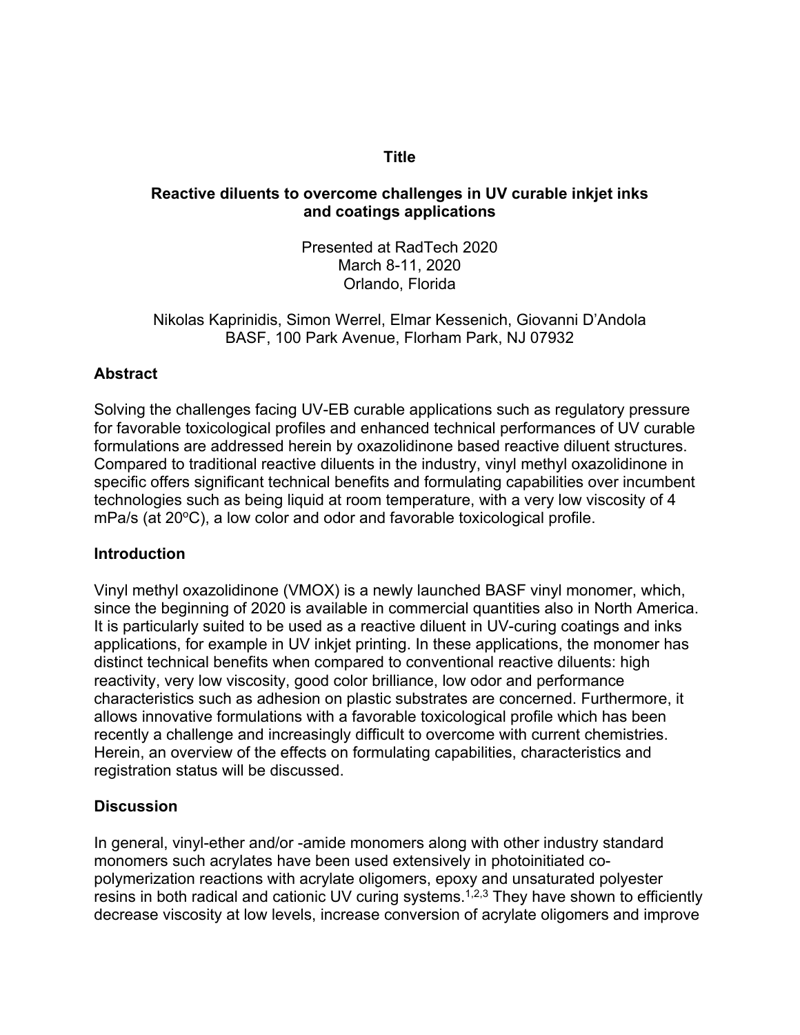**Title**

## Reactive diluents to overcome challenges in UV curable inkjet inks and coatings applications

Presented at RadTech 2020
March 8-11, 2020
Orlando, Florida

Nikolas Kaprinidis, Simon Werrel, Elmar Kessenich, Giovanni D'Andola
BASF, 100 Park Avenue, Florham Park, NJ 07932

### Abstract

Solving the challenges facing UV-EB curable applications such as regulatory pressure for favorable toxicological profiles and enhanced technical performances of UV curable formulations are addressed herein by oxazolidinone based reactive diluent structures. Compared to traditional reactive diluents in the industry, vinyl methyl oxazolidinone in specific offers significant technical benefits and formulating capabilities over incumbent technologies such as being liquid at room temperature, with a very low viscosity of 4 mPa/s (at 20°C), a low color and odor and favorable toxicological profile.

### Introduction

Vinyl methyl oxazolidinone (VMOX) is a newly launched BASF vinyl monomer, which, since the beginning of 2020 is available in commercial quantities also in North America. It is particularly suited to be used as a reactive diluent in UV-curing coatings and inks applications, for example in UV inkjet printing. In these applications, the monomer has distinct technical benefits when compared to conventional reactive diluents: high reactivity, very low viscosity, good color brilliance, low odor and performance characteristics such as adhesion on plastic substrates are concerned. Furthermore, it allows innovative formulations with a favorable toxicological profile which has been recently a challenge and increasingly difficult to overcome with current chemistries. Herein, an overview of the effects on formulating capabilities, characteristics and registration status will be discussed.

### Discussion

In general, vinyl-ether and/or -amide monomers along with other industry standard monomers such acrylates have been used extensively in photoinitiated co-polymerization reactions with acrylate oligomers, epoxy and unsaturated polyester resins in both radical and cationic UV curing systems.[1,2,3] They have shown to efficiently decrease viscosity at low levels, increase conversion of acrylate oligomers and improve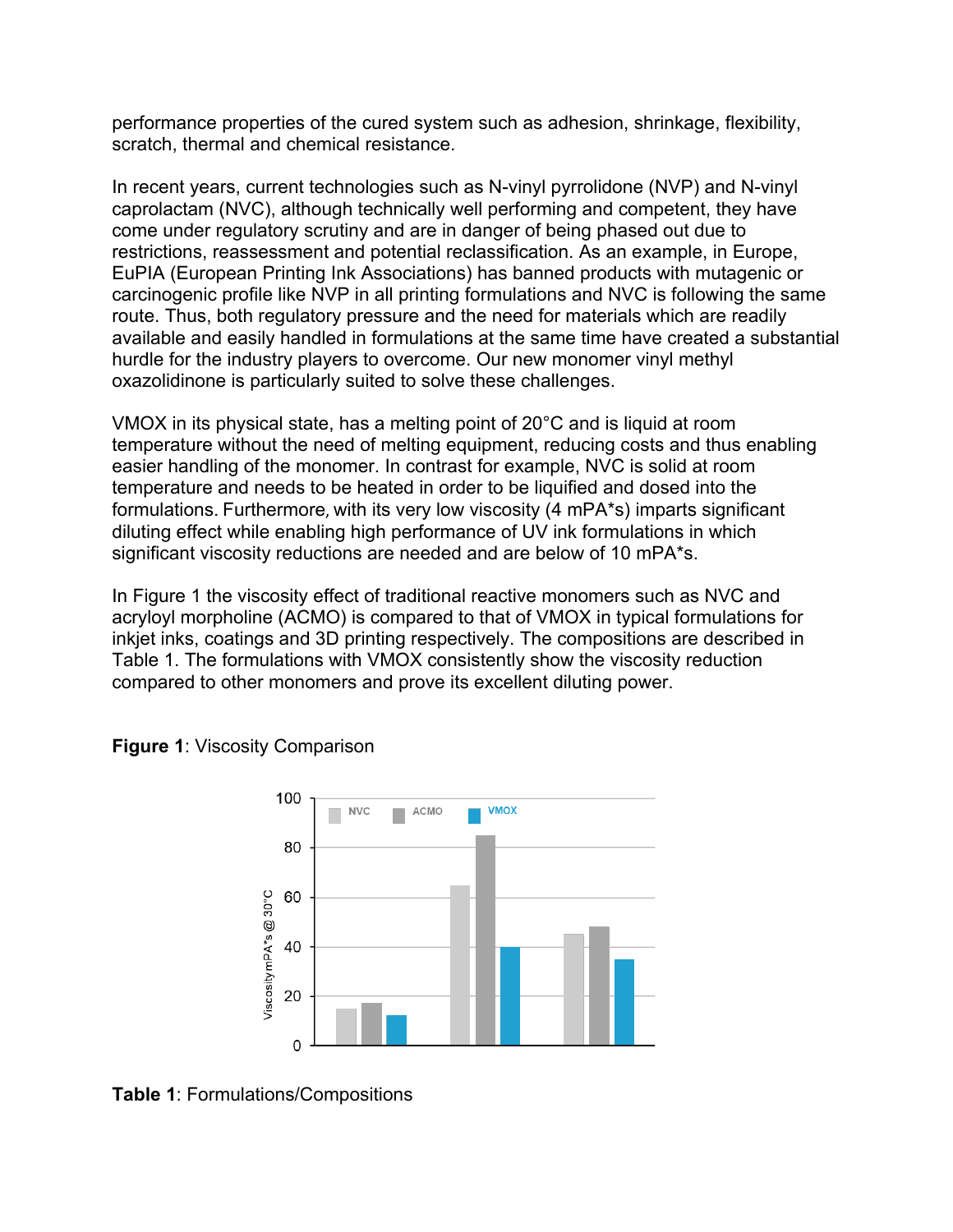performance properties of the cured system such as adhesion, shrinkage, flexibility, scratch, thermal and chemical resistance.

In recent years, current technologies such as N-vinyl pyrrolidone (NVP) and N-vinyl caprolactam (NVC), although technically well performing and competent, they have come under regulatory scrutiny and are in danger of being phased out due to restrictions, reassessment and potential reclassification. As an example, in Europe, EuPIA (European Printing Ink Associations) has banned products with mutagenic or carcinogenic profile like NVP in all printing formulations and NVC is following the same route. Thus, both regulatory pressure and the need for materials which are readily available and easily handled in formulations at the same time have created a substantial hurdle for the industry players to overcome. Our new monomer vinyl methyl oxazolidinone is particularly suited to solve these challenges.

VMOX in its physical state, has a melting point of 20°C and is liquid at room temperature without the need of melting equipment, reducing costs and thus enabling easier handling of the monomer. In contrast for example, NVC is solid at room temperature and needs to be heated in order to be liquified and dosed into the formulations. Furthermore, with its very low viscosity (4 mPA*s) imparts significant diluting effect while enabling high performance of UV ink formulations in which significant viscosity reductions are needed and are below of 10 mPA*s.

In Figure 1 the viscosity effect of traditional reactive monomers such as NVC and acryloyl morpholine (ACMO) is compared to that of VMOX in typical formulations for inkjet inks, coatings and 3D printing respectively. The compositions are described in Table 1. The formulations with VMOX consistently show the viscosity reduction compared to other monomers and prove its excellent diluting power.

**Figure 1**: Viscosity Comparison

**Table 1**: Formulations/Compositions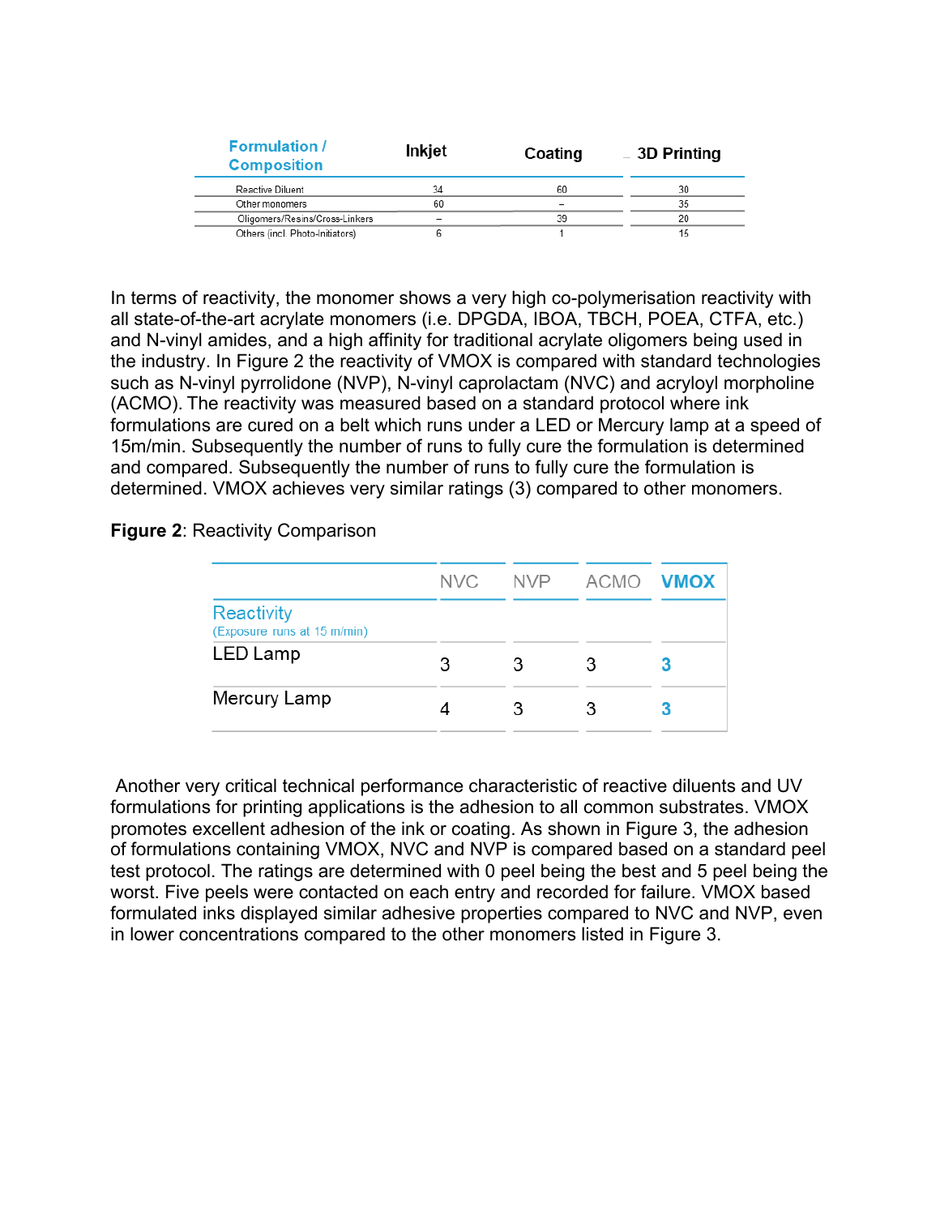| Formulation / Composition | Inkjet | Coating | 3D Printing |
|---|---|---|---|
| Reactive Diluent | 34 | 60 | 30 |
| Other monomers | 60 | – | 35 |
| Oligomers/Resins/Cross-Linkers | – | 39 | 20 |
| Others (incl. Photo-Initiators) | 6 | 1 | 15 |

In terms of reactivity, the monomer shows a very high co-polymerisation reactivity with all state-of-the-art acrylate monomers (i.e. DPGDA, IBOA, TBCH, POEA, CTFA, etc.) and N-vinyl amides, and a high affinity for traditional acrylate oligomers being used in the industry. In Figure 2 the reactivity of VMOX is compared with standard technologies such as N-vinyl pyrrolidone (NVP), N-vinyl caprolactam (NVC) and acryloyl morpholine (ACMO). The reactivity was measured based on a standard protocol where ink formulations are cured on a belt which runs under a LED or Mercury lamp at a speed of 15m/min. Subsequently the number of runs to fully cure the formulation is determined and compared. Subsequently the number of runs to fully cure the formulation is determined. VMOX achieves very similar ratings (3) compared to other monomers.

**Figure 2**: Reactivity Comparison

| | NVC | NVP | ACMO | **VMOX** |
|---|---|---|---|---|
| Reactivity (Exposure runs at 15 m/min) | | | | |
| LED Lamp | 3 | 3 | 3 | **3** |
| Mercury Lamp | 4 | 3 | 3 | **3** |

Another very critical technical performance characteristic of reactive diluents and UV formulations for printing applications is the adhesion to all common substrates. VMOX promotes excellent adhesion of the ink or coating. As shown in Figure 3, the adhesion of formulations containing VMOX, NVC and NVP is compared based on a standard peel test protocol. The ratings are determined with 0 peel being the best and 5 peel being the worst. Five peels were contacted on each entry and recorded for failure. VMOX based formulated inks displayed similar adhesive properties compared to NVC and NVP, even in lower concentrations compared to the other monomers listed in Figure 3.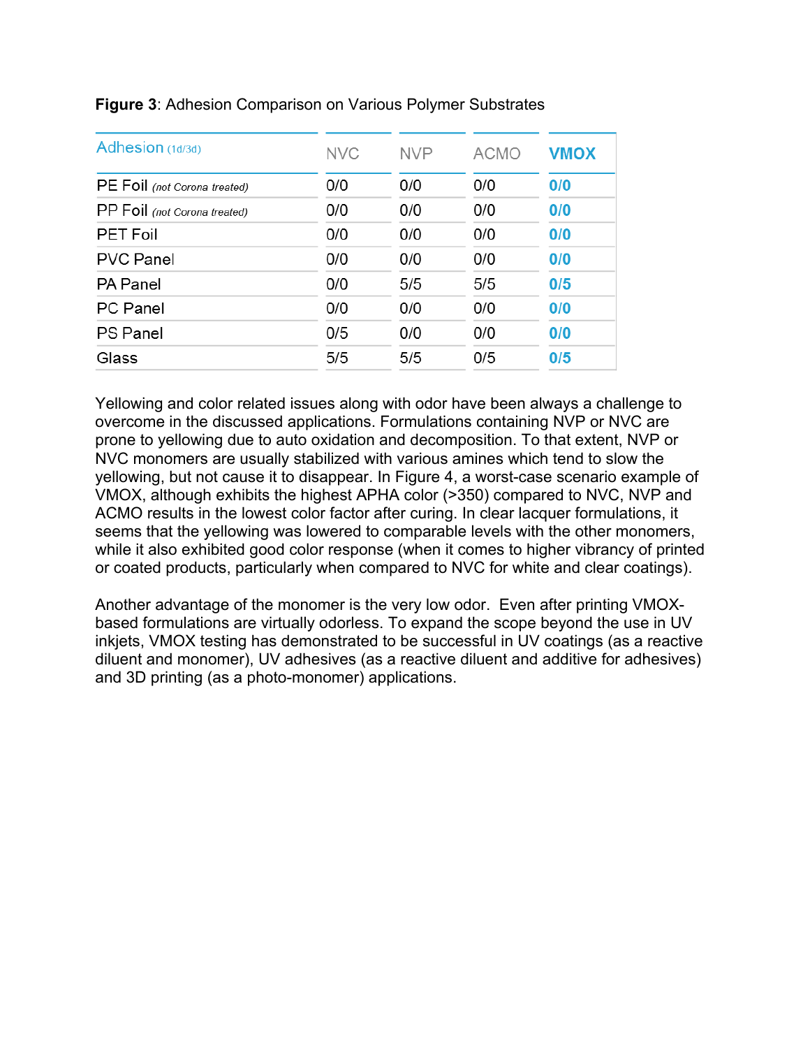**Figure 3**: Adhesion Comparison on Various Polymer Substrates

| Adhesion (1d/3d) | NVC | NVP | ACMO | **VMOX** |
|---|---|---|---|---|
| PE Foil *(not Corona treated)* | 0/0 | 0/0 | 0/0 | **0/0** |
| PP Foil *(not Corona treated)* | 0/0 | 0/0 | 0/0 | **0/0** |
| PET Foil | 0/0 | 0/0 | 0/0 | **0/0** |
| PVC Panel | 0/0 | 0/0 | 0/0 | **0/0** |
| PA Panel | 0/0 | 5/5 | 5/5 | **0/5** |
| PC Panel | 0/0 | 0/0 | 0/0 | **0/0** |
| PS Panel | 0/5 | 0/0 | 0/0 | **0/0** |
| Glass | 5/5 | 5/5 | 0/5 | **0/5** |

Yellowing and color related issues along with odor have been always a challenge to overcome in the discussed applications. Formulations containing NVP or NVC are prone to yellowing due to auto oxidation and decomposition. To that extent, NVP or NVC monomers are usually stabilized with various amines which tend to slow the yellowing, but not cause it to disappear. In Figure 4, a worst-case scenario example of VMOX, although exhibits the highest APHA color (>350) compared to NVC, NVP and ACMO results in the lowest color factor after curing. In clear lacquer formulations, it seems that the yellowing was lowered to comparable levels with the other monomers, while it also exhibited good color response (when it comes to higher vibrancy of printed or coated products, particularly when compared to NVC for white and clear coatings).

Another advantage of the monomer is the very low odor. Even after printing VMOX-based formulations are virtually odorless. To expand the scope beyond the use in UV inkjets, VMOX testing has demonstrated to be successful in UV coatings (as a reactive diluent and monomer), UV adhesives (as a reactive diluent and additive for adhesives) and 3D printing (as a photo-monomer) applications.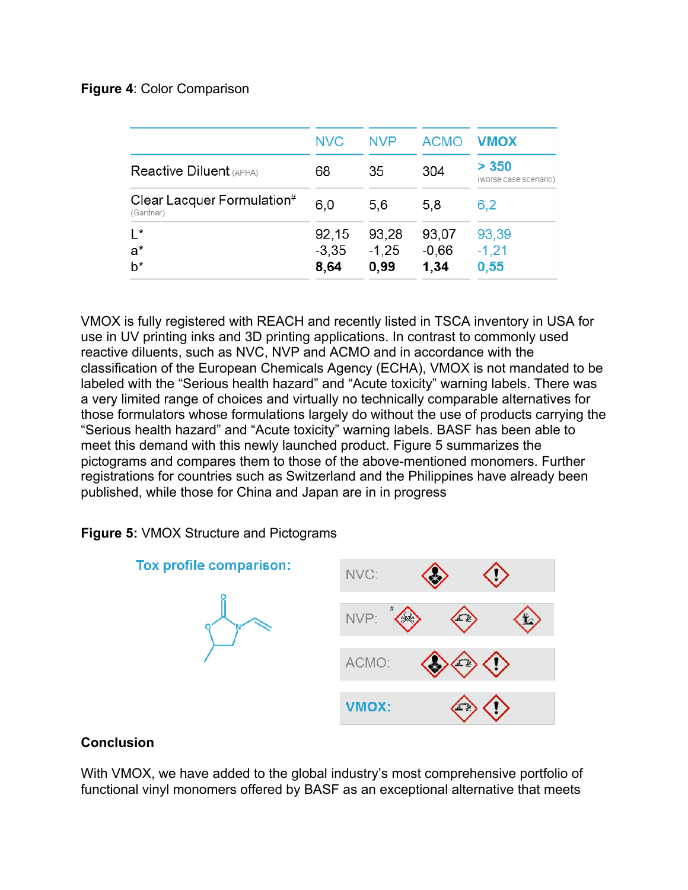**Figure 4**: Color Comparison

| | NVC | NVP | ACMO | VMOX |
|---|---|---|---|---|
| Reactive Diluent (APHA) | 68 | 35 | 304 | > 350 (worse case scenario) |
| Clear Lacquer Formulation[#] (Gardner) | 6,0 | 5,6 | 5,8 | 6,2 |
| L* | 92,15 | 93,28 | 93,07 | 93,39 |
| a* | -3,35 | -1,25 | -0,66 | -1,21 |
| b* | **8,64** | **0,99** | **1,34** | **0,55** |

VMOX is fully registered with REACH and recently listed in TSCA inventory in USA for use in UV printing inks and 3D printing applications. In contrast to commonly used reactive diluents, such as NVC, NVP and ACMO and in accordance with the classification of the European Chemicals Agency (ECHA), VMOX is not mandated to be labeled with the "Serious health hazard" and "Acute toxicity" warning labels. There was a very limited range of choices and virtually no technically comparable alternatives for those formulators whose formulations largely do without the use of products carrying the "Serious health hazard" and "Acute toxicity" warning labels. BASF has been able to meet this demand with this newly launched product. Figure 5 summarizes the pictograms and compares them to those of the above-mentioned monomers. Further registrations for countries such as Switzerland and the Philippines have already been published, while those for China and Japan are in in progress

**Figure 5:** VMOX Structure and Pictograms

Tox profile comparison:

NVC:

NVP: #

ACMO:

VMOX:

## Conclusion

With VMOX, we have added to the global industry's most comprehensive portfolio of functional vinyl monomers offered by BASF as an exceptional alternative that meets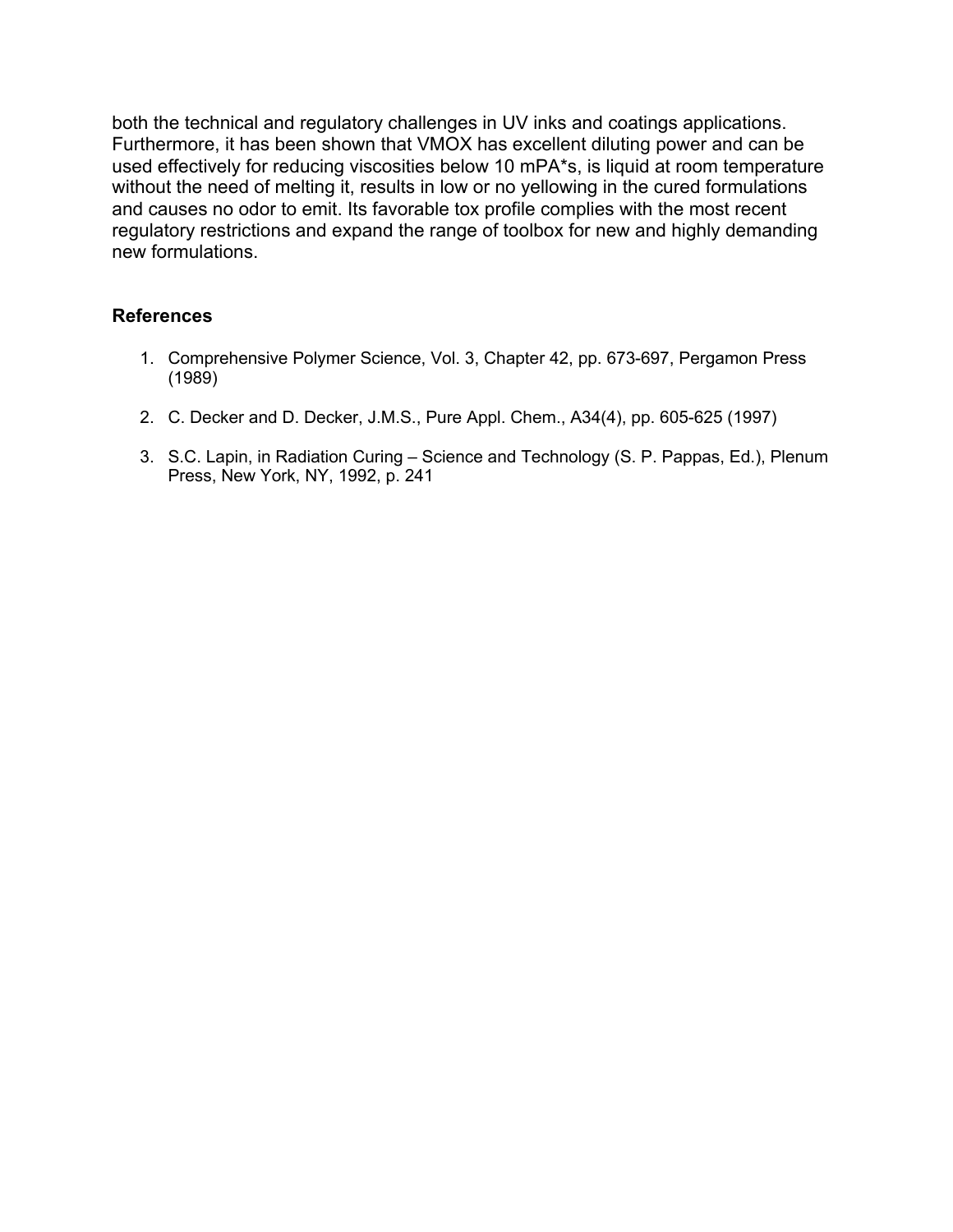both the technical and regulatory challenges in UV inks and coatings applications. Furthermore, it has been shown that VMOX has excellent diluting power and can be used effectively for reducing viscosities below 10 mPA*s, is liquid at room temperature without the need of melting it, results in low or no yellowing in the cured formulations and causes no odor to emit. Its favorable tox profile complies with the most recent regulatory restrictions and expand the range of toolbox for new and highly demanding new formulations.

## References

1. Comprehensive Polymer Science, Vol. 3, Chapter 42, pp. 673-697, Pergamon Press (1989)
2. C. Decker and D. Decker, J.M.S., Pure Appl. Chem., A34(4), pp. 605-625 (1997)
3. S.C. Lapin, in Radiation Curing – Science and Technology (S. P. Pappas, Ed.), Plenum Press, New York, NY, 1992, p. 241